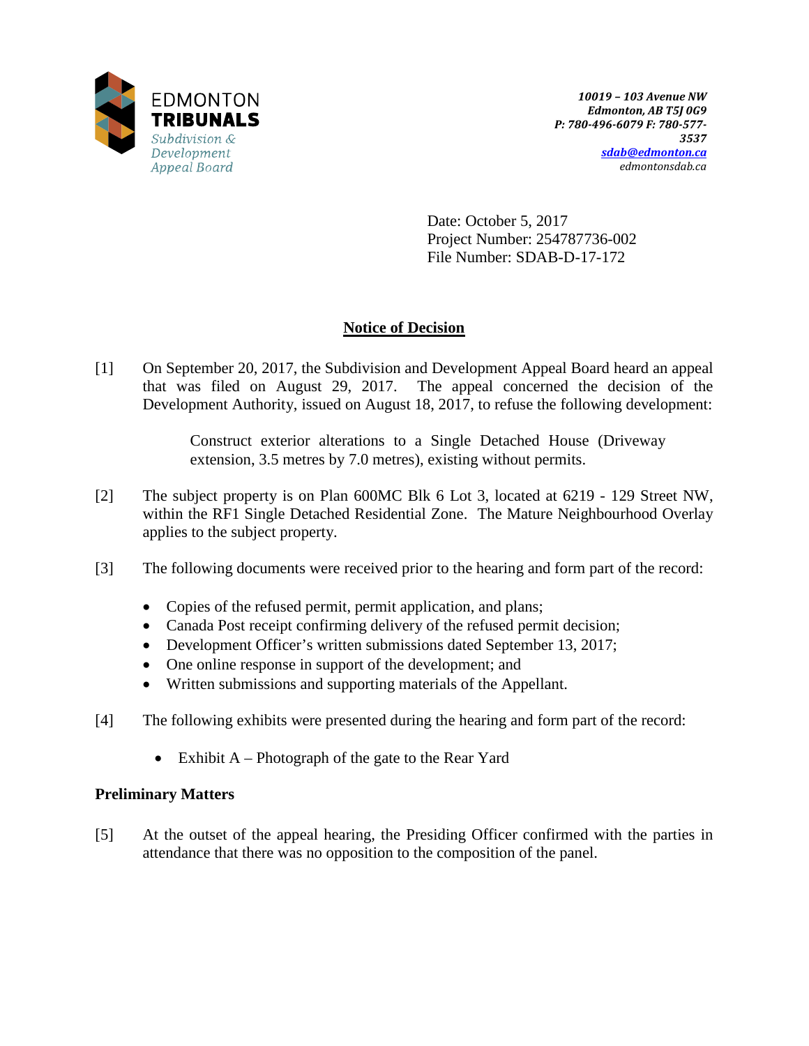EDMONTON
**TRIBUNALS**
*Subdivision & Development Appeal Board*

*10019 – 103 Avenue NW*
*Edmonton, AB T5J 0G9*
*P: 780-496-6079 F: 780-577-3537*
*sdab@edmonton.ca*
*edmontonsdab.ca*

Date: October 5, 2017
Project Number: 254787736-002
File Number: SDAB-D-17-172

## Notice of Decision

[1] On September 20, 2017, the Subdivision and Development Appeal Board heard an appeal that was filed on August 29, 2017. The appeal concerned the decision of the Development Authority, issued on August 18, 2017, to refuse the following development:

> Construct exterior alterations to a Single Detached House (Driveway extension, 3.5 metres by 7.0 metres), existing without permits.

[2] The subject property is on Plan 600MC Blk 6 Lot 3, located at 6219 - 129 Street NW, within the RF1 Single Detached Residential Zone. The Mature Neighbourhood Overlay applies to the subject property.

[3] The following documents were received prior to the hearing and form part of the record:

- Copies of the refused permit, permit application, and plans;
- Canada Post receipt confirming delivery of the refused permit decision;
- Development Officer's written submissions dated September 13, 2017;
- One online response in support of the development; and
- Written submissions and supporting materials of the Appellant.

[4] The following exhibits were presented during the hearing and form part of the record:

- Exhibit A – Photograph of the gate to the Rear Yard

### Preliminary Matters

[5] At the outset of the appeal hearing, the Presiding Officer confirmed with the parties in attendance that there was no opposition to the composition of the panel.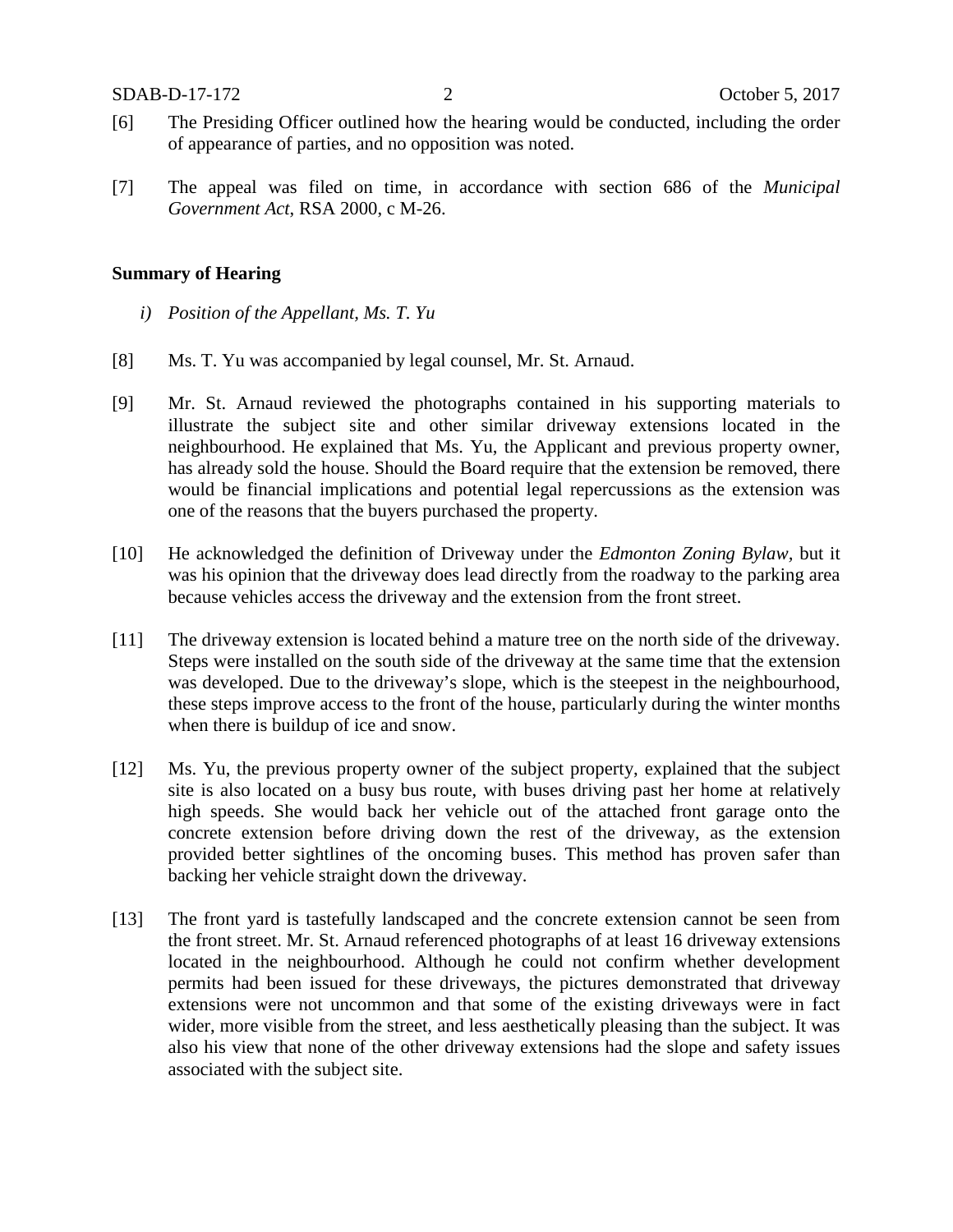[6] The Presiding Officer outlined how the hearing would be conducted, including the order of appearance of parties, and no opposition was noted.

[7] The appeal was filed on time, in accordance with section 686 of the *Municipal Government Act*, RSA 2000, c M-26.

**Summary of Hearing**

*i) Position of the Appellant, Ms. T. Yu*

[8] Ms. T. Yu was accompanied by legal counsel, Mr. St. Arnaud.

[9] Mr. St. Arnaud reviewed the photographs contained in his supporting materials to illustrate the subject site and other similar driveway extensions located in the neighbourhood. He explained that Ms. Yu, the Applicant and previous property owner, has already sold the house. Should the Board require that the extension be removed, there would be financial implications and potential legal repercussions as the extension was one of the reasons that the buyers purchased the property.

[10] He acknowledged the definition of Driveway under the *Edmonton Zoning Bylaw*, but it was his opinion that the driveway does lead directly from the roadway to the parking area because vehicles access the driveway and the extension from the front street.

[11] The driveway extension is located behind a mature tree on the north side of the driveway. Steps were installed on the south side of the driveway at the same time that the extension was developed. Due to the driveway's slope, which is the steepest in the neighbourhood, these steps improve access to the front of the house, particularly during the winter months when there is buildup of ice and snow.

[12] Ms. Yu, the previous property owner of the subject property, explained that the subject site is also located on a busy bus route, with buses driving past her home at relatively high speeds. She would back her vehicle out of the attached front garage onto the concrete extension before driving down the rest of the driveway, as the extension provided better sightlines of the oncoming buses. This method has proven safer than backing her vehicle straight down the driveway.

[13] The front yard is tastefully landscaped and the concrete extension cannot be seen from the front street. Mr. St. Arnaud referenced photographs of at least 16 driveway extensions located in the neighbourhood. Although he could not confirm whether development permits had been issued for these driveways, the pictures demonstrated that driveway extensions were not uncommon and that some of the existing driveways were in fact wider, more visible from the street, and less aesthetically pleasing than the subject. It was also his view that none of the other driveway extensions had the slope and safety issues associated with the subject site.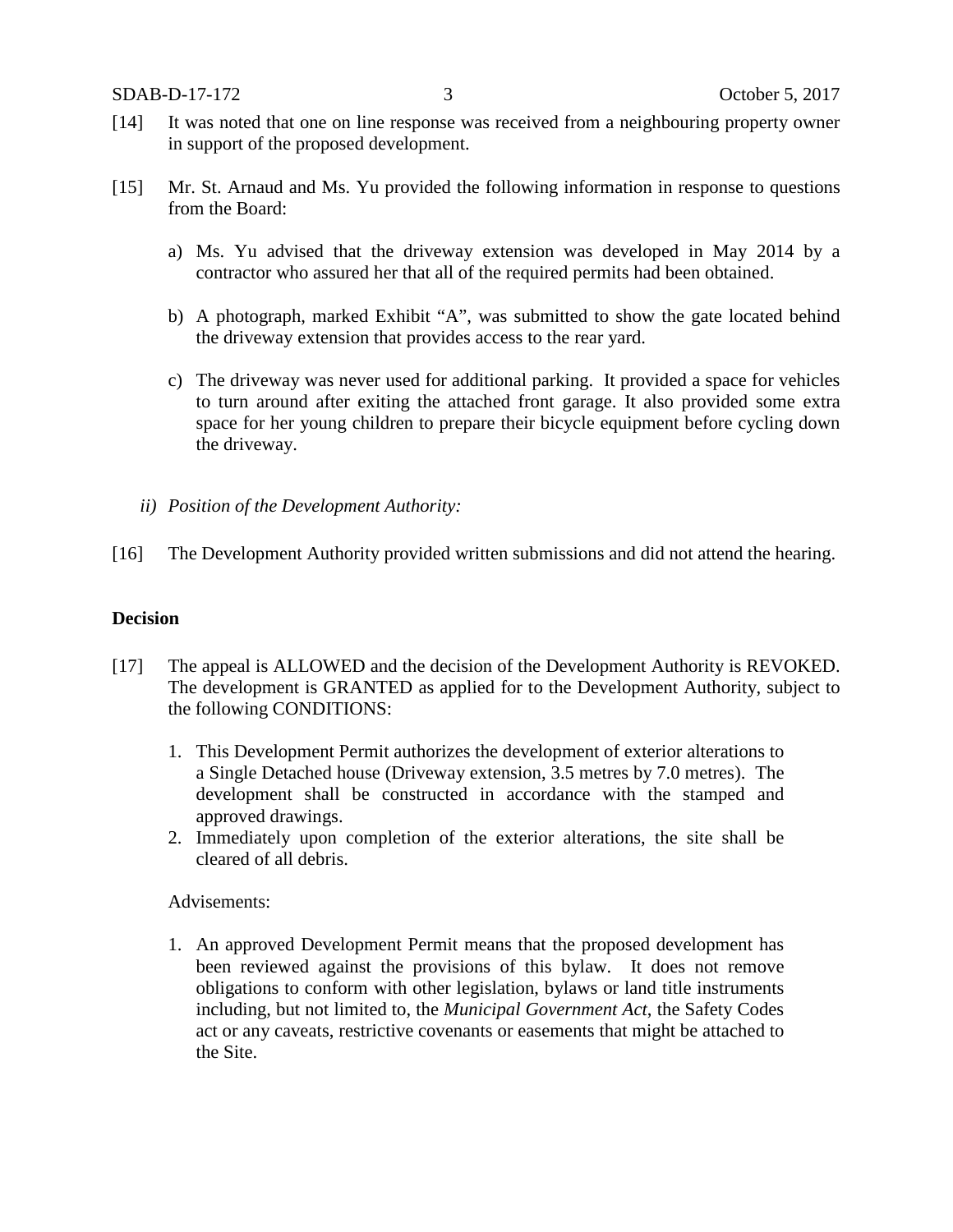[14] It was noted that one on line response was received from a neighbouring property owner in support of the proposed development.

[15] Mr. St. Arnaud and Ms. Yu provided the following information in response to questions from the Board:

a) Ms. Yu advised that the driveway extension was developed in May 2014 by a contractor who assured her that all of the required permits had been obtained.

b) A photograph, marked Exhibit "A", was submitted to show the gate located behind the driveway extension that provides access to the rear yard.

c) The driveway was never used for additional parking. It provided a space for vehicles to turn around after exiting the attached front garage. It also provided some extra space for her young children to prepare their bicycle equipment before cycling down the driveway.

*ii) Position of the Development Authority:*

[16] The Development Authority provided written submissions and did not attend the hearing.

**Decision**

[17] The appeal is ALLOWED and the decision of the Development Authority is REVOKED. The development is GRANTED as applied for to the Development Authority, subject to the following CONDITIONS:

1. This Development Permit authorizes the development of exterior alterations to a Single Detached house (Driveway extension, 3.5 metres by 7.0 metres). The development shall be constructed in accordance with the stamped and approved drawings.
2. Immediately upon completion of the exterior alterations, the site shall be cleared of all debris.

Advisements:

1. An approved Development Permit means that the proposed development has been reviewed against the provisions of this bylaw. It does not remove obligations to conform with other legislation, bylaws or land title instruments including, but not limited to, the *Municipal Government Act*, the Safety Codes act or any caveats, restrictive covenants or easements that might be attached to the Site.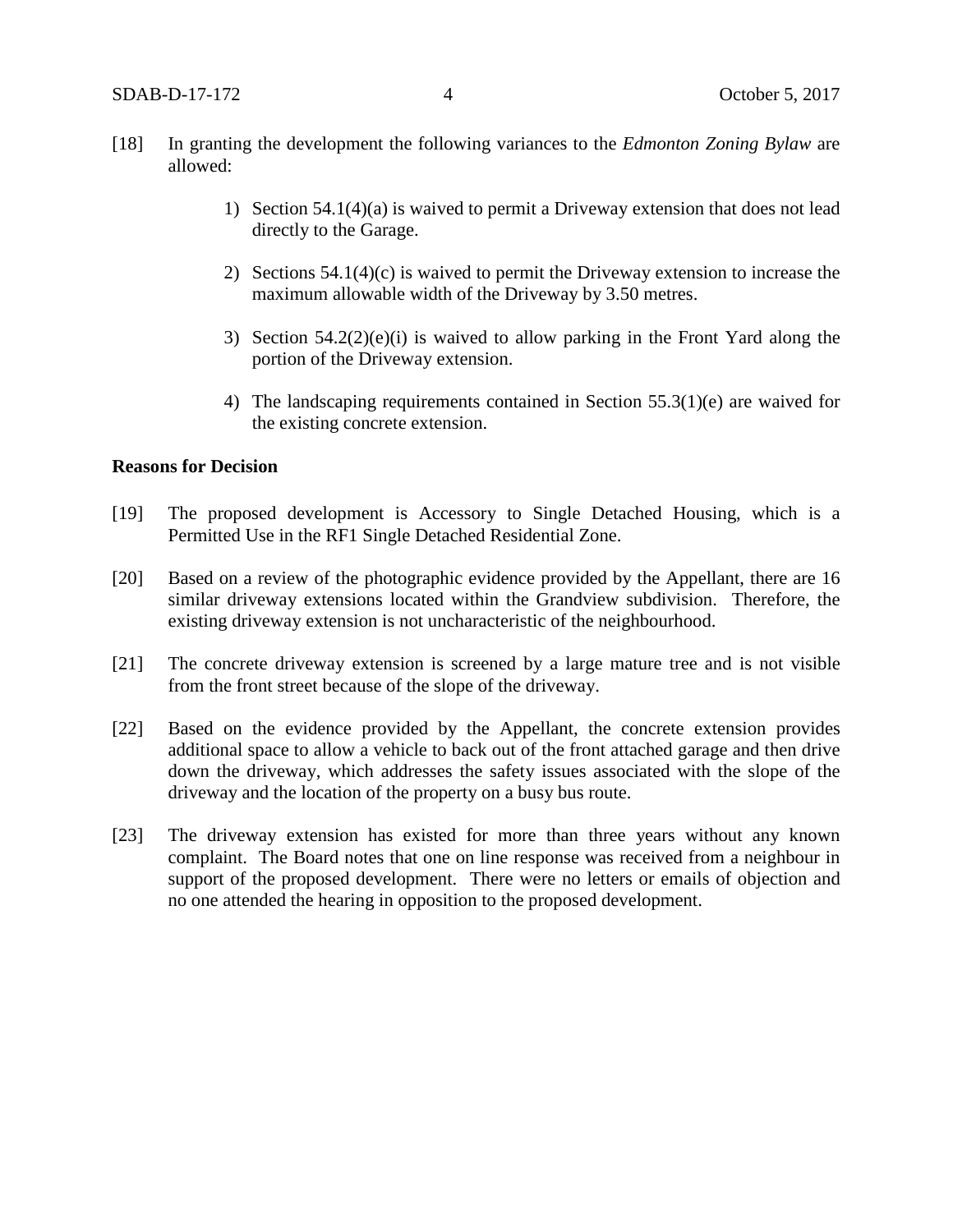[18] In granting the development the following variances to the *Edmonton Zoning Bylaw* are allowed:

1) Section 54.1(4)(a) is waived to permit a Driveway extension that does not lead directly to the Garage.

2) Sections 54.1(4)(c) is waived to permit the Driveway extension to increase the maximum allowable width of the Driveway by 3.50 metres.

3) Section 54.2(2)(e)(i) is waived to allow parking in the Front Yard along the portion of the Driveway extension.

4) The landscaping requirements contained in Section 55.3(1)(e) are waived for the existing concrete extension.

**Reasons for Decision**

[19] The proposed development is Accessory to Single Detached Housing, which is a Permitted Use in the RF1 Single Detached Residential Zone.

[20] Based on a review of the photographic evidence provided by the Appellant, there are 16 similar driveway extensions located within the Grandview subdivision. Therefore, the existing driveway extension is not uncharacteristic of the neighbourhood.

[21] The concrete driveway extension is screened by a large mature tree and is not visible from the front street because of the slope of the driveway.

[22] Based on the evidence provided by the Appellant, the concrete extension provides additional space to allow a vehicle to back out of the front attached garage and then drive down the driveway, which addresses the safety issues associated with the slope of the driveway and the location of the property on a busy bus route.

[23] The driveway extension has existed for more than three years without any known complaint. The Board notes that one on line response was received from a neighbour in support of the proposed development. There were no letters or emails of objection and no one attended the hearing in opposition to the proposed development.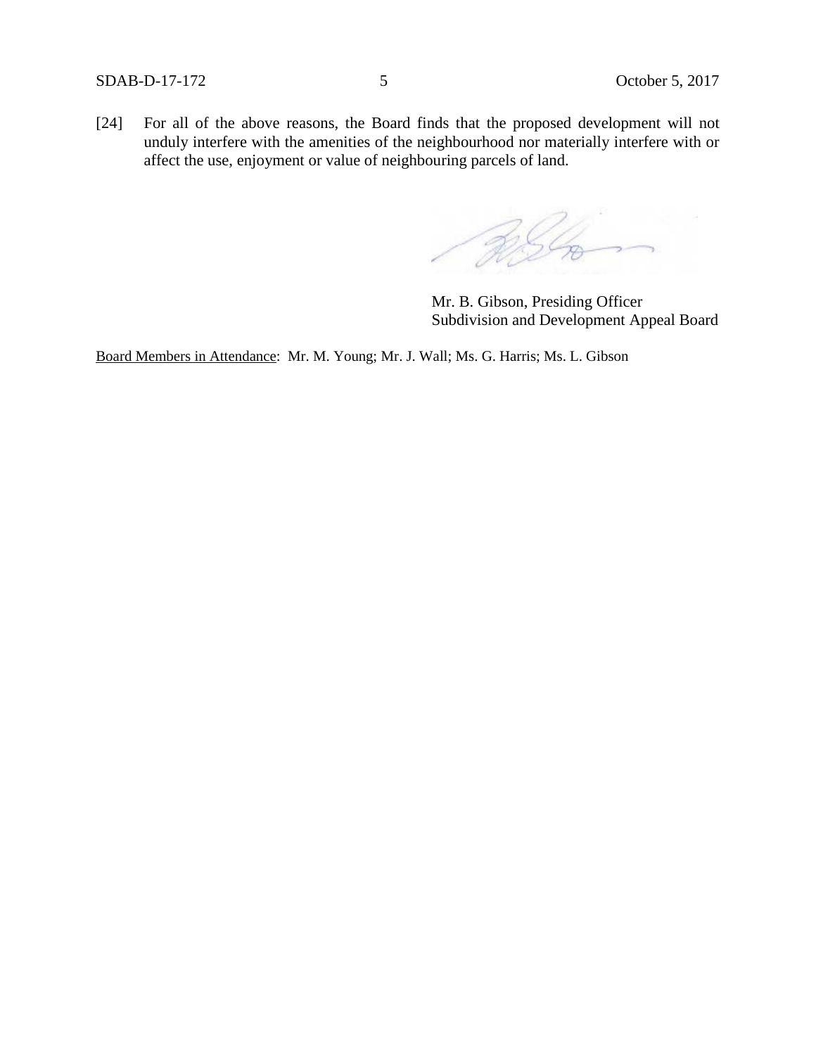[24] For all of the above reasons, the Board finds that the proposed development will not unduly interfere with the amenities of the neighbourhood nor materially interfere with or affect the use, enjoyment or value of neighbouring parcels of land.

Mr. B. Gibson, Presiding Officer
Subdivision and Development Appeal Board

Board Members in Attendance: Mr. M. Young; Mr. J. Wall; Ms. G. Harris; Ms. L. Gibson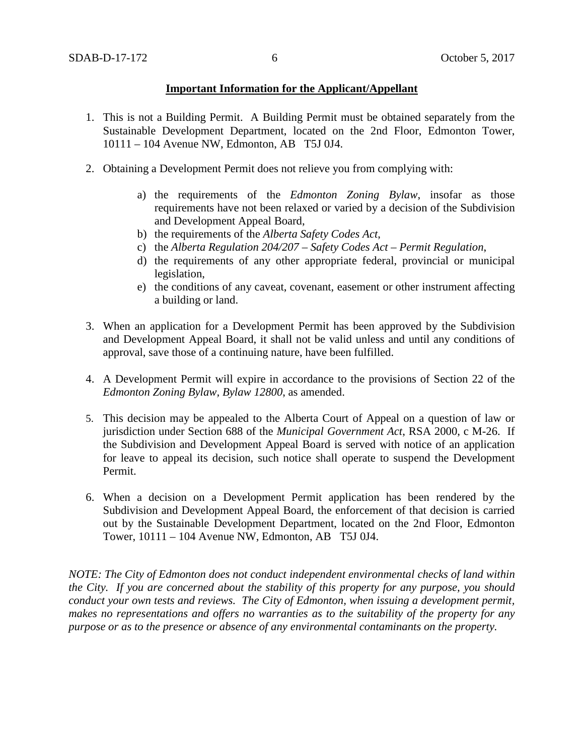**Important Information for the Applicant/Appellant**

1. This is not a Building Permit. A Building Permit must be obtained separately from the Sustainable Development Department, located on the 2nd Floor, Edmonton Tower, 10111 – 104 Avenue NW, Edmonton, AB T5J 0J4.

2. Obtaining a Development Permit does not relieve you from complying with:

    a) the requirements of the *Edmonton Zoning Bylaw*, insofar as those requirements have not been relaxed or varied by a decision of the Subdivision and Development Appeal Board,
    b) the requirements of the *Alberta Safety Codes Act*,
    c) the *Alberta Regulation 204/207 – Safety Codes Act – Permit Regulation*,
    d) the requirements of any other appropriate federal, provincial or municipal legislation,
    e) the conditions of any caveat, covenant, easement or other instrument affecting a building or land.

3. When an application for a Development Permit has been approved by the Subdivision and Development Appeal Board, it shall not be valid unless and until any conditions of approval, save those of a continuing nature, have been fulfilled.

4. A Development Permit will expire in accordance to the provisions of Section 22 of the *Edmonton Zoning Bylaw, Bylaw 12800*, as amended.

5. This decision may be appealed to the Alberta Court of Appeal on a question of law or jurisdiction under Section 688 of the *Municipal Government Act*, RSA 2000, c M-26. If the Subdivision and Development Appeal Board is served with notice of an application for leave to appeal its decision, such notice shall operate to suspend the Development Permit.

6. When a decision on a Development Permit application has been rendered by the Subdivision and Development Appeal Board, the enforcement of that decision is carried out by the Sustainable Development Department, located on the 2nd Floor, Edmonton Tower, 10111 – 104 Avenue NW, Edmonton, AB T5J 0J4.

*NOTE: The City of Edmonton does not conduct independent environmental checks of land within the City. If you are concerned about the stability of this property for any purpose, you should conduct your own tests and reviews. The City of Edmonton, when issuing a development permit, makes no representations and offers no warranties as to the suitability of the property for any purpose or as to the presence or absence of any environmental contaminants on the property.*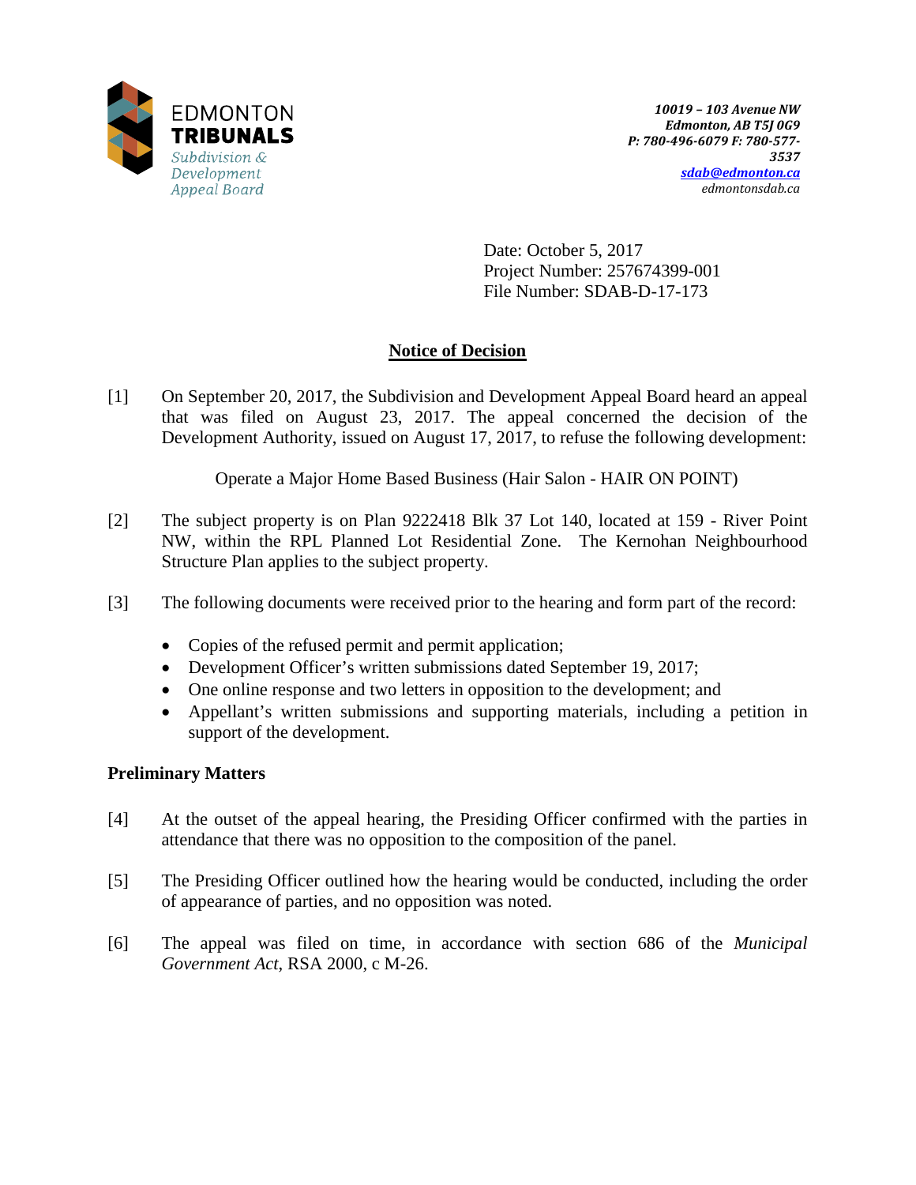EDMONTON **TRIBUNALS**
*Subdivision & Development Appeal Board*

***10019 – 103 Avenue NW***
***Edmonton, AB T5J 0G9***
***P: 780-496-6079 F: 780-577-3537***
***sdab@edmonton.ca***
*edmontonsdab.ca*

Date: October 5, 2017
Project Number: 257674399-001
File Number: SDAB-D-17-173

## Notice of Decision

[1] On September 20, 2017, the Subdivision and Development Appeal Board heard an appeal that was filed on August 23, 2017. The appeal concerned the decision of the Development Authority, issued on August 17, 2017, to refuse the following development:

Operate a Major Home Based Business (Hair Salon - HAIR ON POINT)

[2] The subject property is on Plan 9222418 Blk 37 Lot 140, located at 159 - River Point NW, within the RPL Planned Lot Residential Zone. The Kernohan Neighbourhood Structure Plan applies to the subject property.

[3] The following documents were received prior to the hearing and form part of the record:

- Copies of the refused permit and permit application;
- Development Officer's written submissions dated September 19, 2017;
- One online response and two letters in opposition to the development; and
- Appellant's written submissions and supporting materials, including a petition in support of the development.

### Preliminary Matters

[4] At the outset of the appeal hearing, the Presiding Officer confirmed with the parties in attendance that there was no opposition to the composition of the panel.

[5] The Presiding Officer outlined how the hearing would be conducted, including the order of appearance of parties, and no opposition was noted.

[6] The appeal was filed on time, in accordance with section 686 of the *Municipal Government Act*, RSA 2000, c M-26.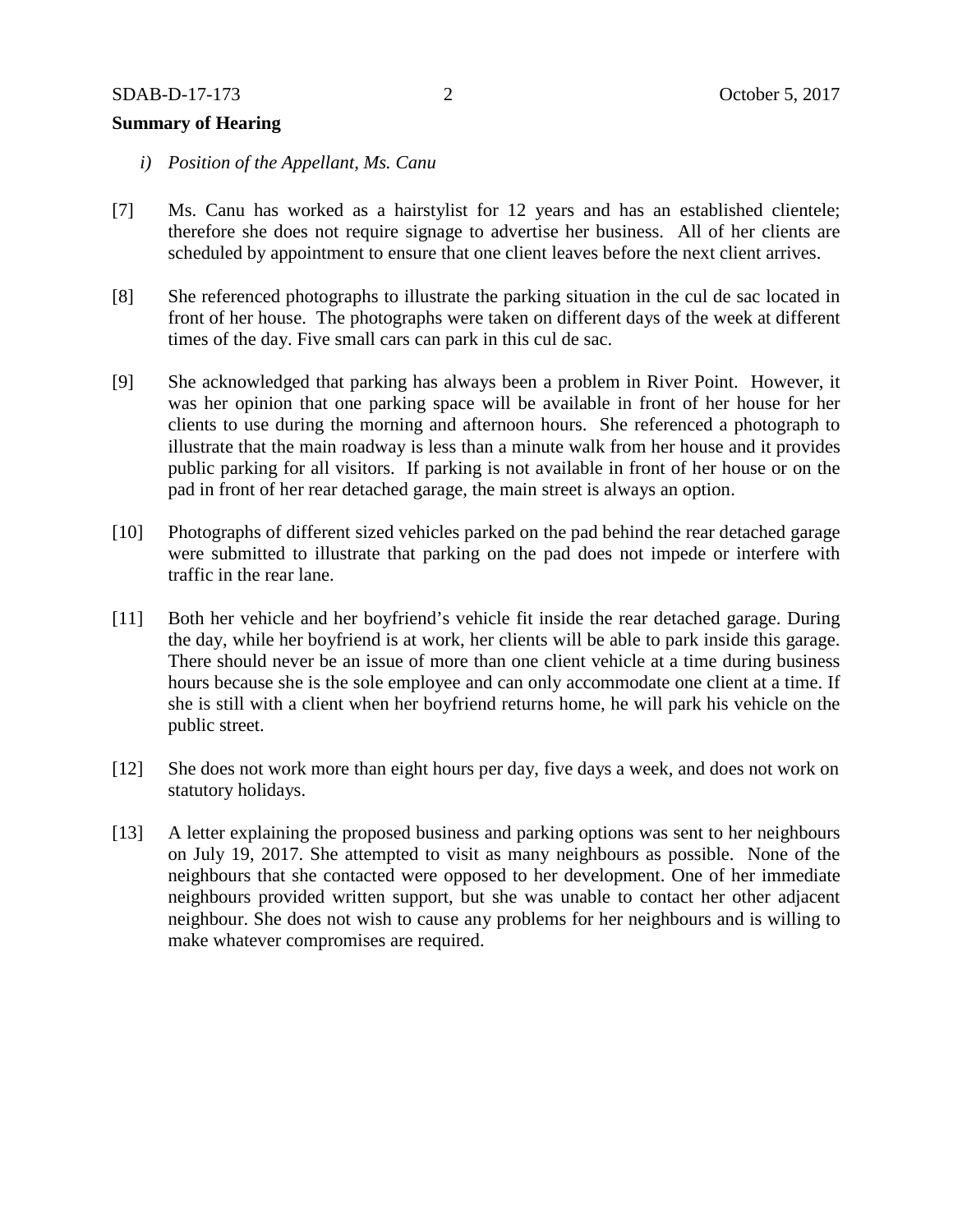**Summary of Hearing**

*i) Position of the Appellant, Ms. Canu*

[7] Ms. Canu has worked as a hairstylist for 12 years and has an established clientele; therefore she does not require signage to advertise her business. All of her clients are scheduled by appointment to ensure that one client leaves before the next client arrives.

[8] She referenced photographs to illustrate the parking situation in the cul de sac located in front of her house. The photographs were taken on different days of the week at different times of the day. Five small cars can park in this cul de sac.

[9] She acknowledged that parking has always been a problem in River Point. However, it was her opinion that one parking space will be available in front of her house for her clients to use during the morning and afternoon hours. She referenced a photograph to illustrate that the main roadway is less than a minute walk from her house and it provides public parking for all visitors. If parking is not available in front of her house or on the pad in front of her rear detached garage, the main street is always an option.

[10] Photographs of different sized vehicles parked on the pad behind the rear detached garage were submitted to illustrate that parking on the pad does not impede or interfere with traffic in the rear lane.

[11] Both her vehicle and her boyfriend's vehicle fit inside the rear detached garage. During the day, while her boyfriend is at work, her clients will be able to park inside this garage. There should never be an issue of more than one client vehicle at a time during business hours because she is the sole employee and can only accommodate one client at a time. If she is still with a client when her boyfriend returns home, he will park his vehicle on the public street.

[12] She does not work more than eight hours per day, five days a week, and does not work on statutory holidays.

[13] A letter explaining the proposed business and parking options was sent to her neighbours on July 19, 2017. She attempted to visit as many neighbours as possible. None of the neighbours that she contacted were opposed to her development. One of her immediate neighbours provided written support, but she was unable to contact her other adjacent neighbour. She does not wish to cause any problems for her neighbours and is willing to make whatever compromises are required.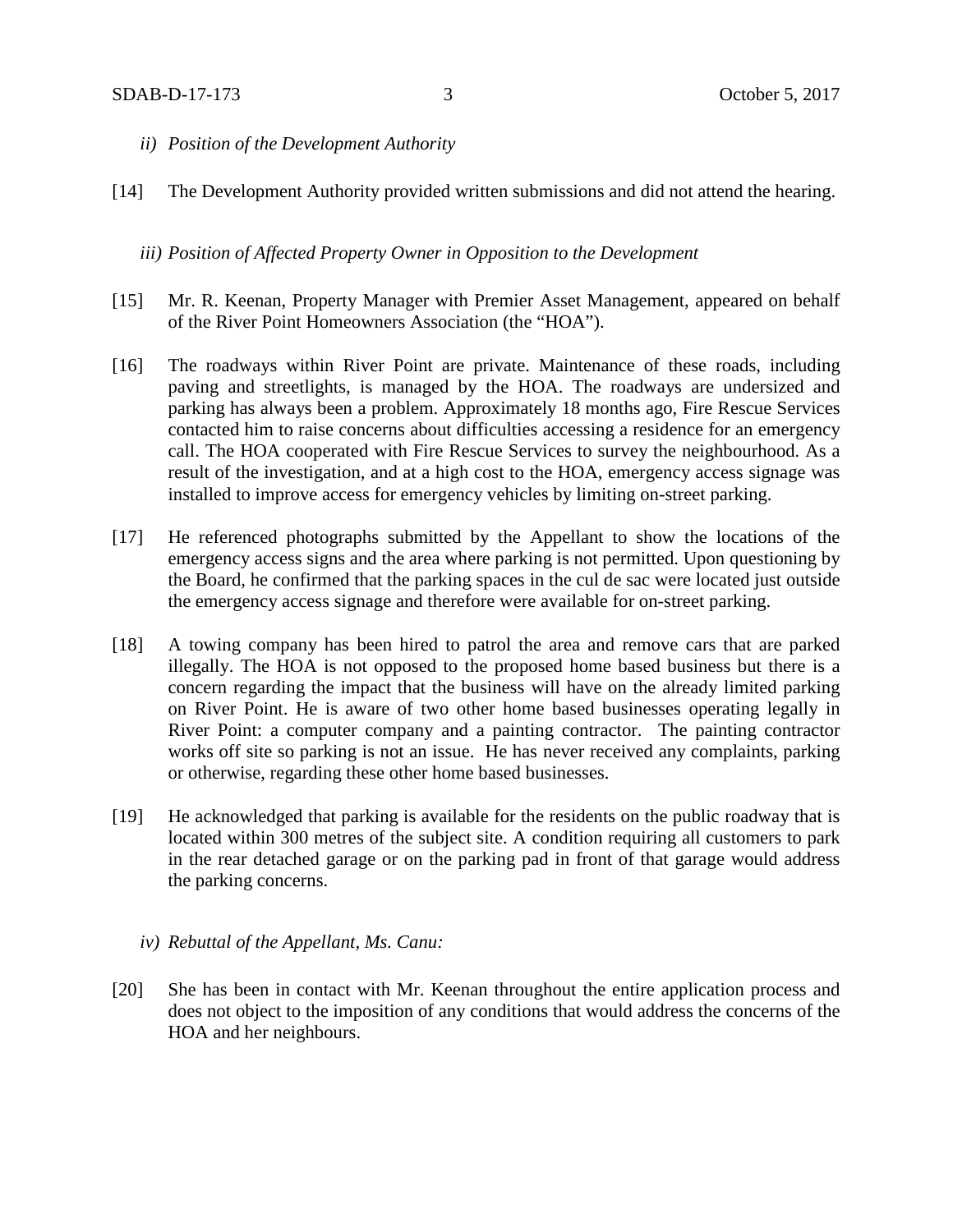*ii) Position of the Development Authority*

[14] The Development Authority provided written submissions and did not attend the hearing.

*iii) Position of Affected Property Owner in Opposition to the Development*

[15] Mr. R. Keenan, Property Manager with Premier Asset Management, appeared on behalf of the River Point Homeowners Association (the "HOA").

[16] The roadways within River Point are private. Maintenance of these roads, including paving and streetlights, is managed by the HOA. The roadways are undersized and parking has always been a problem. Approximately 18 months ago, Fire Rescue Services contacted him to raise concerns about difficulties accessing a residence for an emergency call. The HOA cooperated with Fire Rescue Services to survey the neighbourhood. As a result of the investigation, and at a high cost to the HOA, emergency access signage was installed to improve access for emergency vehicles by limiting on-street parking.

[17] He referenced photographs submitted by the Appellant to show the locations of the emergency access signs and the area where parking is not permitted. Upon questioning by the Board, he confirmed that the parking spaces in the cul de sac were located just outside the emergency access signage and therefore were available for on-street parking.

[18] A towing company has been hired to patrol the area and remove cars that are parked illegally. The HOA is not opposed to the proposed home based business but there is a concern regarding the impact that the business will have on the already limited parking on River Point. He is aware of two other home based businesses operating legally in River Point: a computer company and a painting contractor. The painting contractor works off site so parking is not an issue. He has never received any complaints, parking or otherwise, regarding these other home based businesses.

[19] He acknowledged that parking is available for the residents on the public roadway that is located within 300 metres of the subject site. A condition requiring all customers to park in the rear detached garage or on the parking pad in front of that garage would address the parking concerns.

*iv) Rebuttal of the Appellant, Ms. Canu:*

[20] She has been in contact with Mr. Keenan throughout the entire application process and does not object to the imposition of any conditions that would address the concerns of the HOA and her neighbours.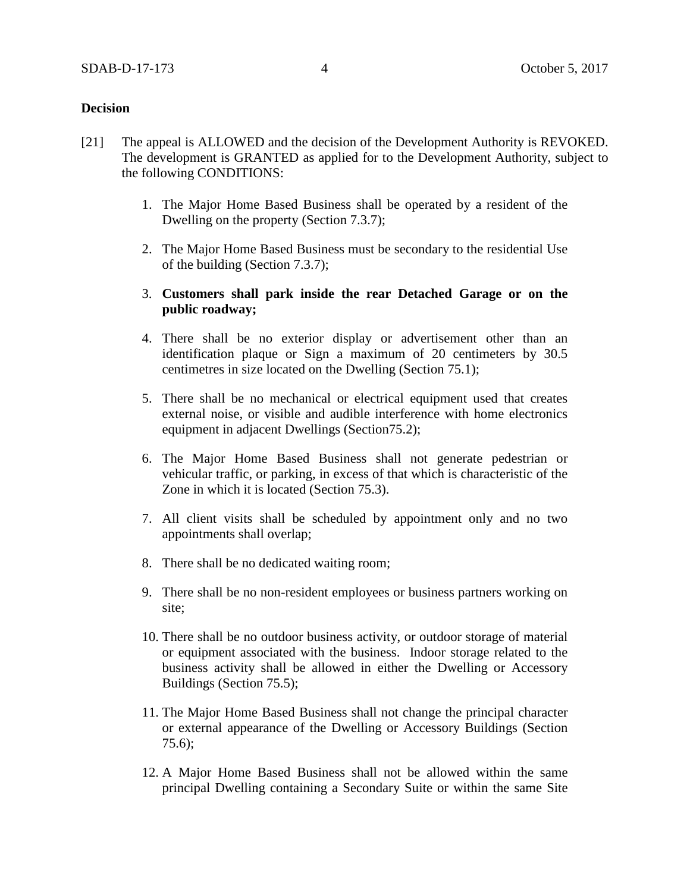**Decision**

[21] The appeal is ALLOWED and the decision of the Development Authority is REVOKED. The development is GRANTED as applied for to the Development Authority, subject to the following CONDITIONS:

1. The Major Home Based Business shall be operated by a resident of the Dwelling on the property (Section 7.3.7);

2. The Major Home Based Business must be secondary to the residential Use of the building (Section 7.3.7);

3. **Customers shall park inside the rear Detached Garage or on the public roadway;**

4. There shall be no exterior display or advertisement other than an identification plaque or Sign a maximum of 20 centimeters by 30.5 centimetres in size located on the Dwelling (Section 75.1);

5. There shall be no mechanical or electrical equipment used that creates external noise, or visible and audible interference with home electronics equipment in adjacent Dwellings (Section75.2);

6. The Major Home Based Business shall not generate pedestrian or vehicular traffic, or parking, in excess of that which is characteristic of the Zone in which it is located (Section 75.3).

7. All client visits shall be scheduled by appointment only and no two appointments shall overlap;

8. There shall be no dedicated waiting room;

9. There shall be no non-resident employees or business partners working on site;

10. There shall be no outdoor business activity, or outdoor storage of material or equipment associated with the business. Indoor storage related to the business activity shall be allowed in either the Dwelling or Accessory Buildings (Section 75.5);

11. The Major Home Based Business shall not change the principal character or external appearance of the Dwelling or Accessory Buildings (Section 75.6);

12. A Major Home Based Business shall not be allowed within the same principal Dwelling containing a Secondary Suite or within the same Site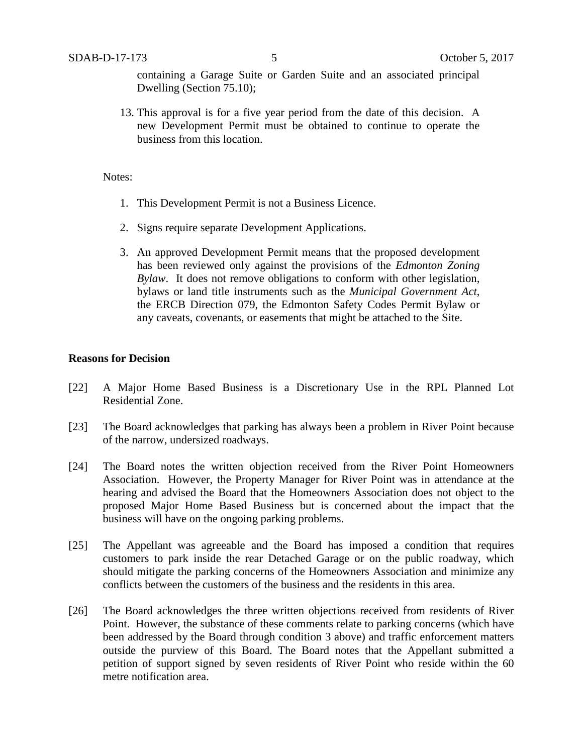containing a Garage Suite or Garden Suite and an associated principal Dwelling (Section 75.10);

13. This approval is for a five year period from the date of this decision. A new Development Permit must be obtained to continue to operate the business from this location.

Notes:

1. This Development Permit is not a Business Licence.

2. Signs require separate Development Applications.

3. An approved Development Permit means that the proposed development has been reviewed only against the provisions of the *Edmonton Zoning Bylaw*. It does not remove obligations to conform with other legislation, bylaws or land title instruments such as the *Municipal Government Act*, the ERCB Direction 079, the Edmonton Safety Codes Permit Bylaw or any caveats, covenants, or easements that might be attached to the Site.

**Reasons for Decision**

[22] A Major Home Based Business is a Discretionary Use in the RPL Planned Lot Residential Zone.

[23] The Board acknowledges that parking has always been a problem in River Point because of the narrow, undersized roadways.

[24] The Board notes the written objection received from the River Point Homeowners Association. However, the Property Manager for River Point was in attendance at the hearing and advised the Board that the Homeowners Association does not object to the proposed Major Home Based Business but is concerned about the impact that the business will have on the ongoing parking problems.

[25] The Appellant was agreeable and the Board has imposed a condition that requires customers to park inside the rear Detached Garage or on the public roadway, which should mitigate the parking concerns of the Homeowners Association and minimize any conflicts between the customers of the business and the residents in this area.

[26] The Board acknowledges the three written objections received from residents of River Point. However, the substance of these comments relate to parking concerns (which have been addressed by the Board through condition 3 above) and traffic enforcement matters outside the purview of this Board. The Board notes that the Appellant submitted a petition of support signed by seven residents of River Point who reside within the 60 metre notification area.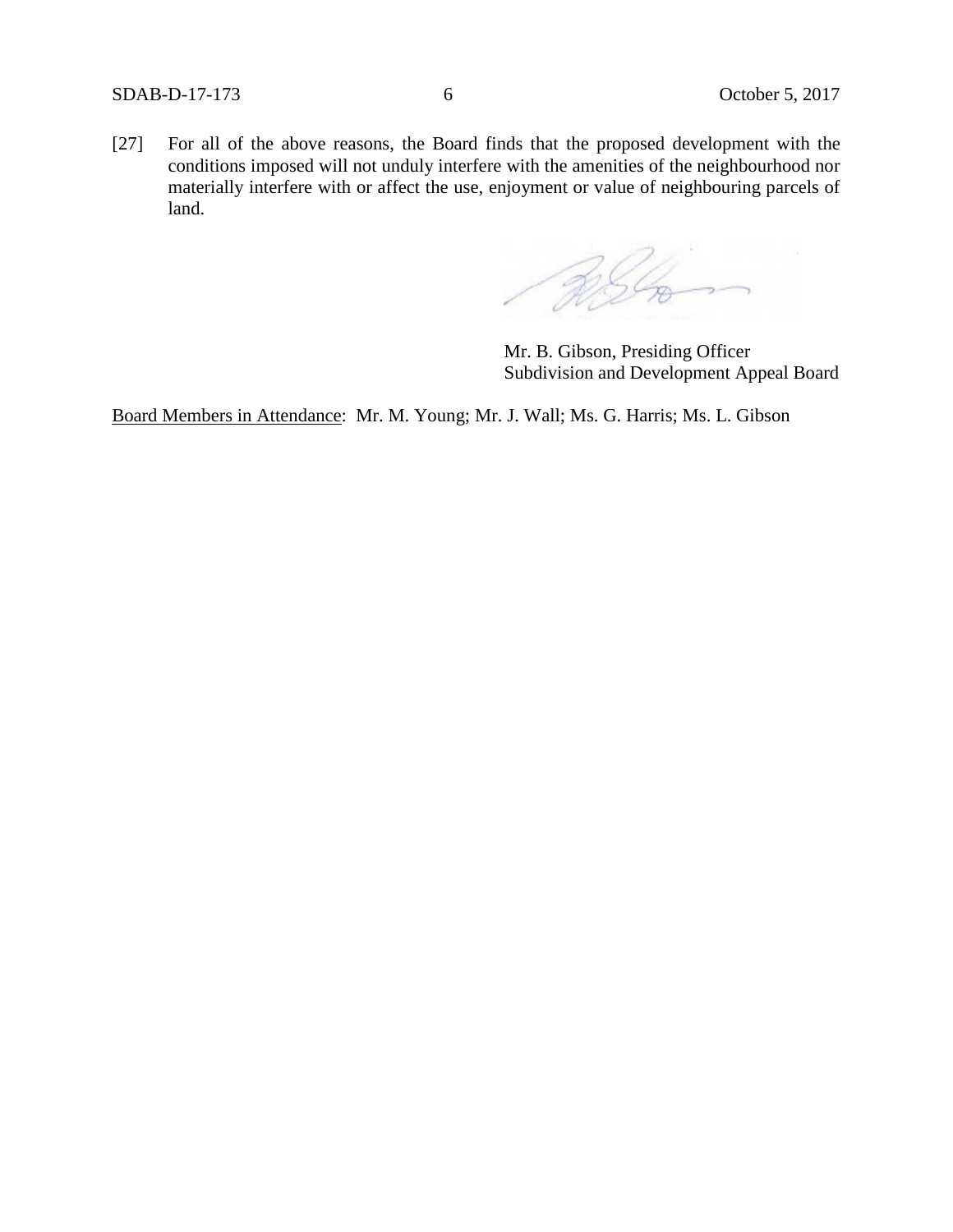[27] For all of the above reasons, the Board finds that the proposed development with the conditions imposed will not unduly interfere with the amenities of the neighbourhood nor materially interfere with or affect the use, enjoyment or value of neighbouring parcels of land.

Mr. B. Gibson, Presiding Officer
Subdivision and Development Appeal Board

Board Members in Attendance: Mr. M. Young; Mr. J. Wall; Ms. G. Harris; Ms. L. Gibson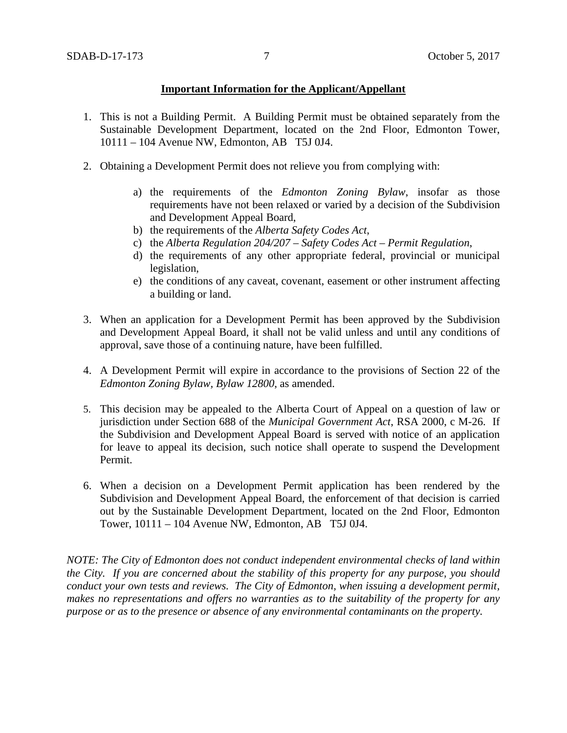**Important Information for the Applicant/Appellant**

1. This is not a Building Permit. A Building Permit must be obtained separately from the Sustainable Development Department, located on the 2nd Floor, Edmonton Tower, 10111 – 104 Avenue NW, Edmonton, AB T5J 0J4.

2. Obtaining a Development Permit does not relieve you from complying with:

    a) the requirements of the *Edmonton Zoning Bylaw*, insofar as those requirements have not been relaxed or varied by a decision of the Subdivision and Development Appeal Board,
    b) the requirements of the *Alberta Safety Codes Act*,
    c) the *Alberta Regulation 204/207 – Safety Codes Act – Permit Regulation*,
    d) the requirements of any other appropriate federal, provincial or municipal legislation,
    e) the conditions of any caveat, covenant, easement or other instrument affecting a building or land.

3. When an application for a Development Permit has been approved by the Subdivision and Development Appeal Board, it shall not be valid unless and until any conditions of approval, save those of a continuing nature, have been fulfilled.

4. A Development Permit will expire in accordance to the provisions of Section 22 of the *Edmonton Zoning Bylaw, Bylaw 12800*, as amended.

5. This decision may be appealed to the Alberta Court of Appeal on a question of law or jurisdiction under Section 688 of the *Municipal Government Act*, RSA 2000, c M-26. If the Subdivision and Development Appeal Board is served with notice of an application for leave to appeal its decision, such notice shall operate to suspend the Development Permit.

6. When a decision on a Development Permit application has been rendered by the Subdivision and Development Appeal Board, the enforcement of that decision is carried out by the Sustainable Development Department, located on the 2nd Floor, Edmonton Tower, 10111 – 104 Avenue NW, Edmonton, AB T5J 0J4.

*NOTE: The City of Edmonton does not conduct independent environmental checks of land within the City. If you are concerned about the stability of this property for any purpose, you should conduct your own tests and reviews. The City of Edmonton, when issuing a development permit, makes no representations and offers no warranties as to the suitability of the property for any purpose or as to the presence or absence of any environmental contaminants on the property.*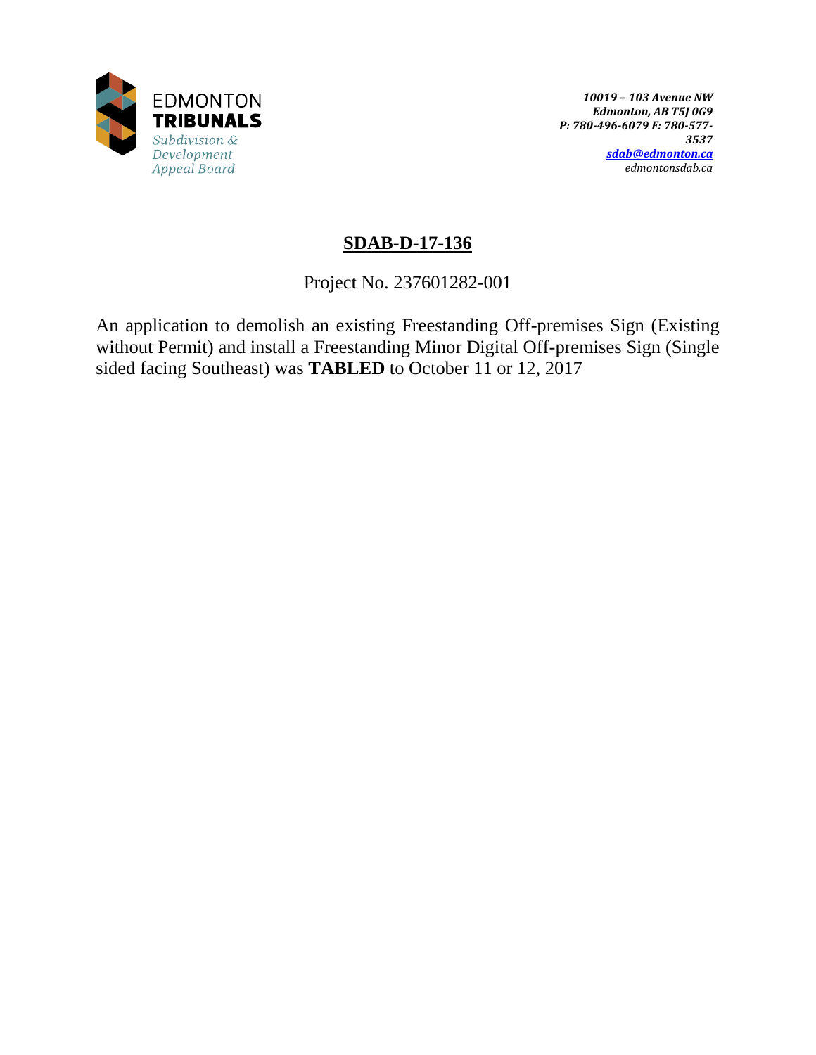EDMONTON
**TRIBUNALS**
*Subdivision & Development Appeal Board*

***10019 – 103 Avenue NW***
***Edmonton, AB T5J 0G9***
***P: 780-496-6079 F: 780-577-3537***
***sdab@edmonton.ca***
*edmontonsdab.ca*

# SDAB-D-17-136

Project No. 237601282-001

An application to demolish an existing Freestanding Off-premises Sign (Existing without Permit) and install a Freestanding Minor Digital Off-premises Sign (Single sided facing Southeast) was **TABLED** to October 11 or 12, 2017